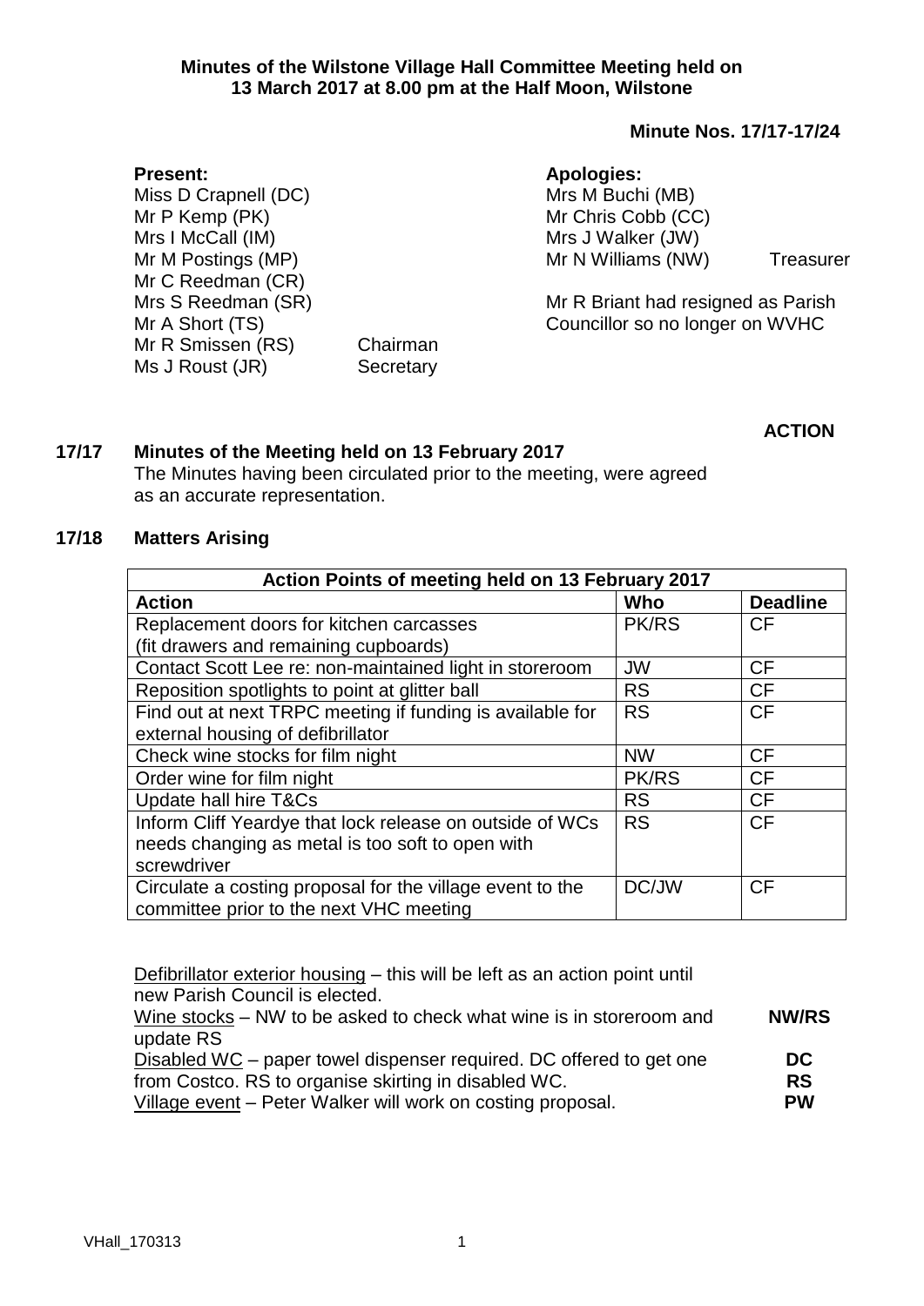**Minutes of the Wilstone Village Hall Committee Meeting held on 13 March 2017 at 8.00 pm at the Half Moon, Wilstone**

**Minute Nos. 17/17-17/24**

**Present:**
Miss D Crapnell (DC)
Mr P Kemp (PK)
Mrs I McCall (IM)
Mr M Postings (MP)
Mr C Reedman (CR)
Mrs S Reedman (SR)
Mr A Short (TS)
Mr R Smissen (RS) Chairman
Ms J Roust (JR) Secretary

**Apologies:**
Mrs M Buchi (MB)
Mr Chris Cobb (CC)
Mrs J Walker (JW)
Mr N Williams (NW) Treasurer

Mr R Briant had resigned as Parish Councillor so no longer on WVHC

**ACTION**

**17/17 Minutes of the Meeting held on 13 February 2017**

The Minutes having been circulated prior to the meeting, were agreed as an accurate representation.

**17/18 Matters Arising**

| **Action Points of meeting held on 13 February 2017** | | |
|---|---|---|
| **Action** | **Who** | **Deadline** |
| Replacement doors for kitchen carcasses (fit drawers and remaining cupboards) | PK/RS | CF |
| Contact Scott Lee re: non-maintained light in storeroom | JW | CF |
| Reposition spotlights to point at glitter ball | RS | CF |
| Find out at next TRPC meeting if funding is available for external housing of defibrillator | RS | CF |
| Check wine stocks for film night | NW | CF |
| Order wine for film night | PK/RS | CF |
| Update hall hire T&Cs | RS | CF |
| Inform Cliff Yeardye that lock release on outside of WCs needs changing as metal is too soft to open with screwdriver | RS | CF |
| Circulate a costing proposal for the village event to the committee prior to the next VHC meeting | DC/JW | CF |

<u>Defibrillator exterior housing</u> – this will be left as an action point until new Parish Council is elected.

<u>Wine stocks</u> – NW to be asked to check what wine is in storeroom and update RS **NW/RS**

<u>Disabled WC</u> – paper towel dispenser required. DC offered to get one from Costco. **DC** RS to organise skirting in disabled WC. **RS**

<u>Village event</u> – Peter Walker will work on costing proposal. **PW**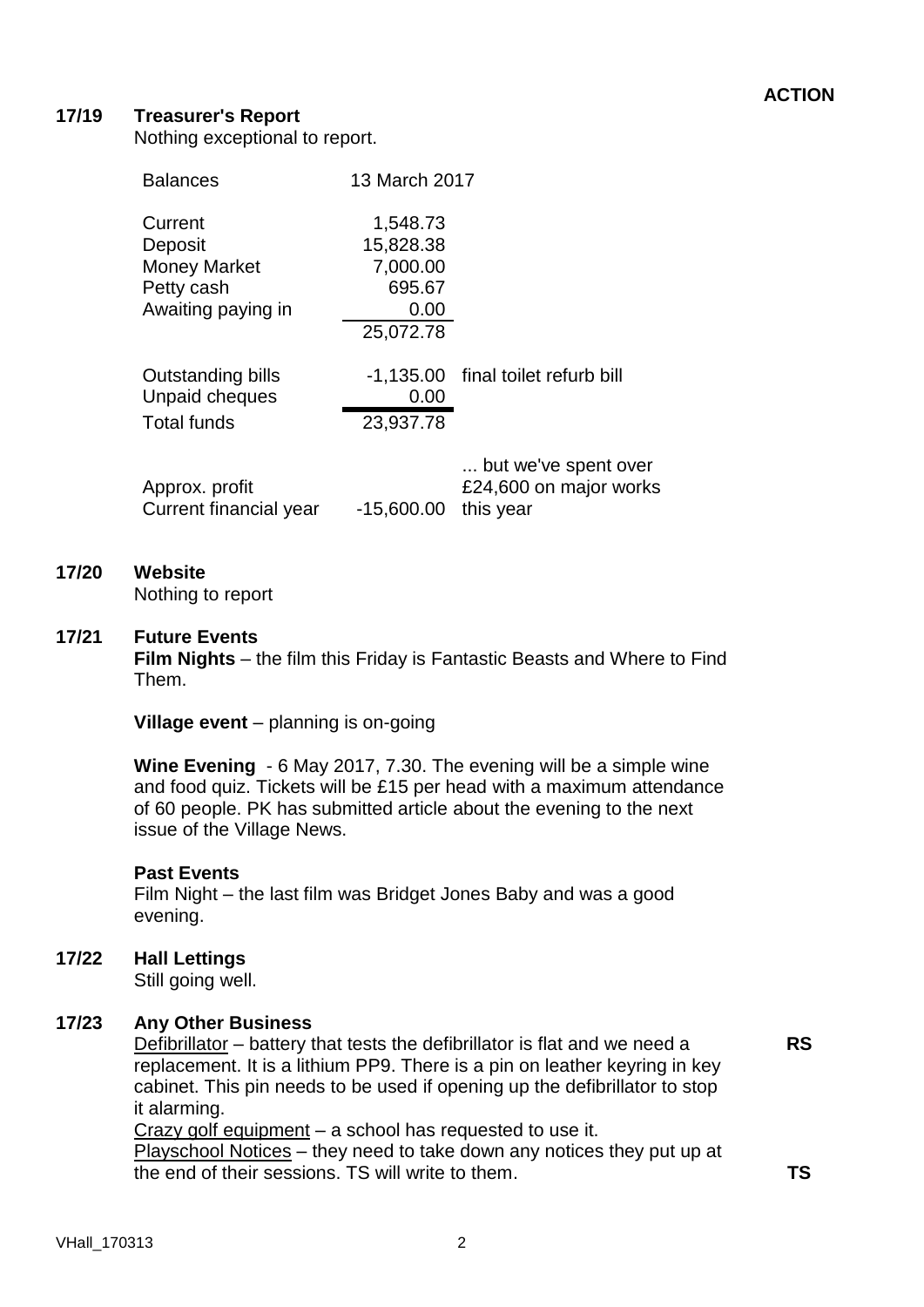**ACTION**

## 17/19 Treasurer's Report

Nothing exceptional to report.

| Balances | 13 March 2017 | |
|---|---|---|
| Current | 1,548.73 | |
| Deposit | 15,828.38 | |
| Money Market | 7,000.00 | |
| Petty cash | 695.67 | |
| Awaiting paying in | 0.00 | |
| | 25,072.78 | |
| Outstanding bills | -1,135.00 | final toilet refurb bill |
| Unpaid cheques | 0.00 | |
| Total funds | 23,937.78 | |
| Approx. profit Current financial year | -15,600.00 | ... but we've spent over £24,600 on major works this year |

## 17/20 Website

Nothing to report

## 17/21 Future Events

**Film Nights** – the film this Friday is Fantastic Beasts and Where to Find Them.

**Village event** – planning is on-going

**Wine Evening** - 6 May 2017, 7.30. The evening will be a simple wine and food quiz. Tickets will be £15 per head with a maximum attendance of 60 people. PK has submitted article about the evening to the next issue of the Village News.

**Past Events**

Film Night – the last film was Bridget Jones Baby and was a good evening.

## 17/22 Hall Lettings

Still going well.

## 17/23 Any Other Business

Defibrillator – battery that tests the defibrillator is flat and we need a replacement. It is a lithium PP9. There is a pin on leather keyring in key cabinet. This pin needs to be used if opening up the defibrillator to stop it alarming. **RS**

Crazy golf equipment – a school has requested to use it.

Playschool Notices – they need to take down any notices they put up at the end of their sessions. TS will write to them. **TS**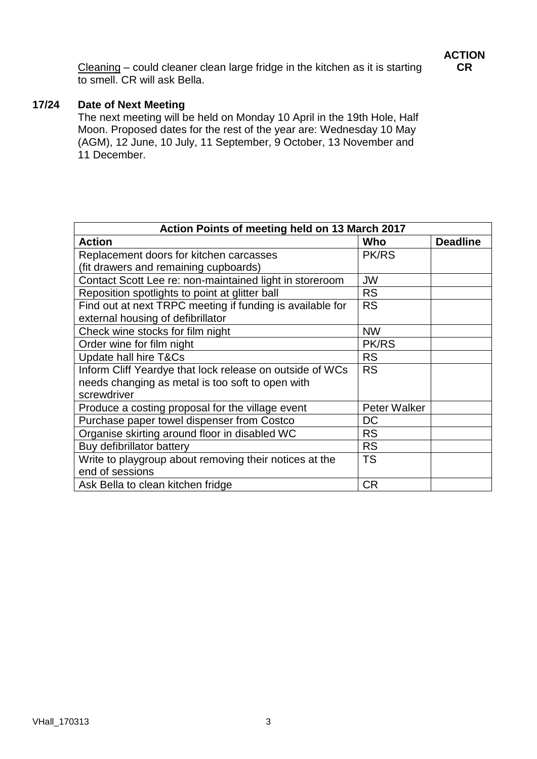**ACTION**

Cleaning – could cleaner clean large fridge in the kitchen as it is starting to smell. CR will ask Bella. **CR**

**17/24 Date of Next Meeting**

The next meeting will be held on Monday 10 April in the 19th Hole, Half Moon. Proposed dates for the rest of the year are: Wednesday 10 May (AGM), 12 June, 10 July, 11 September, 9 October, 13 November and 11 December.

| Action Points of meeting held on 13 March 2017 | | |
|---|---|---|
| **Action** | **Who** | **Deadline** |
| Replacement doors for kitchen carcasses (fit drawers and remaining cupboards) | PK/RS | |
| Contact Scott Lee re: non-maintained light in storeroom | JW | |
| Reposition spotlights to point at glitter ball | RS | |
| Find out at next TRPC meeting if funding is available for external housing of defibrillator | RS | |
| Check wine stocks for film night | NW | |
| Order wine for film night | PK/RS | |
| Update hall hire T&Cs | RS | |
| Inform Cliff Yeardye that lock release on outside of WCs needs changing as metal is too soft to open with screwdriver | RS | |
| Produce a costing proposal for the village event | Peter Walker | |
| Purchase paper towel dispenser from Costco | DC | |
| Organise skirting around floor in disabled WC | RS | |
| Buy defibrillator battery | RS | |
| Write to playgroup about removing their notices at the end of sessions | TS | |
| Ask Bella to clean kitchen fridge | CR | |